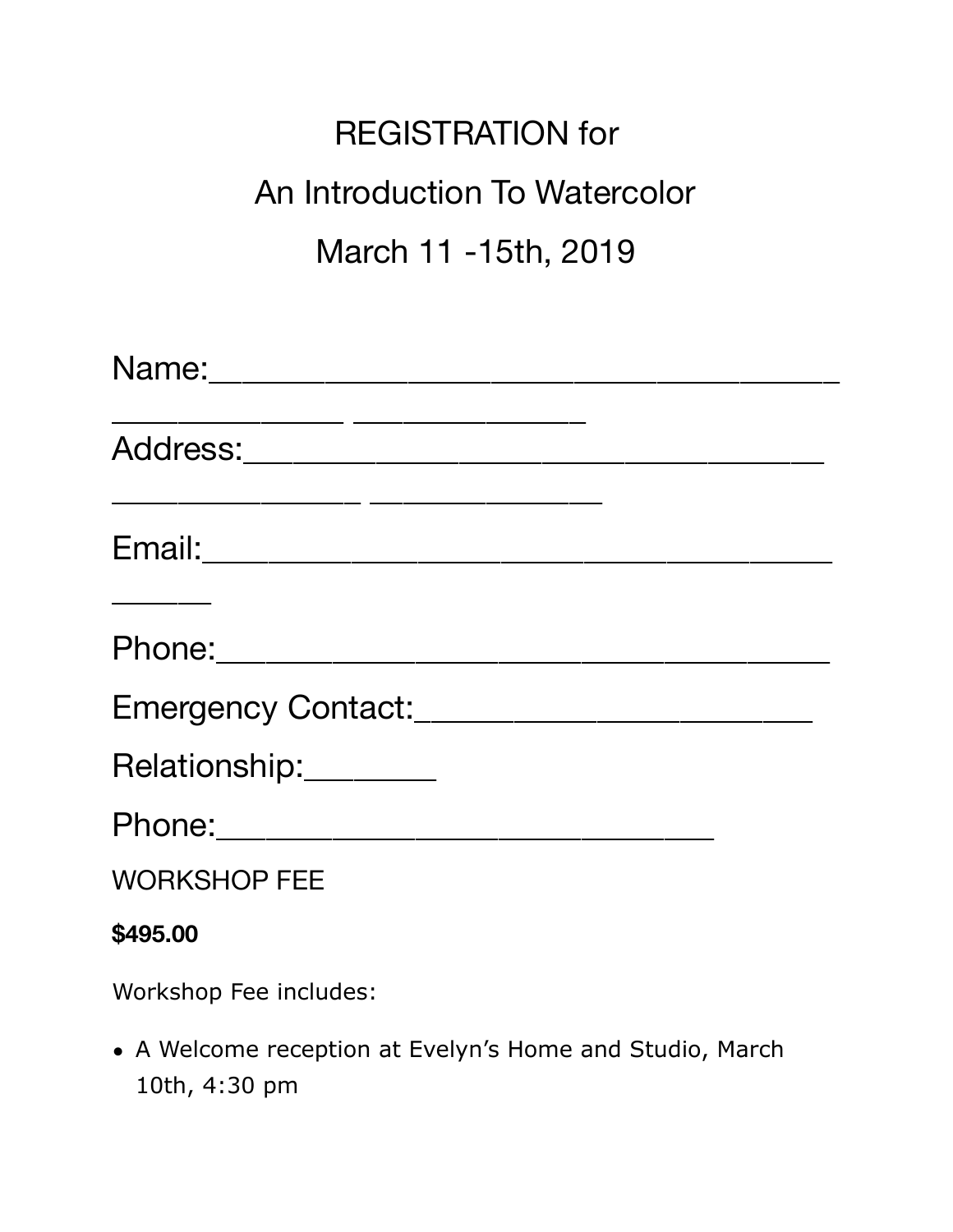# REGISTRATION for

# An Introduction To Watercolor

# March 11 -15th, 2019

Name:____________________________________

_____________ _____________

Address:_________________________________

______________ _____________

Email:____________________________________

______

Phone:___________________________________

Emergency Contact:______________________

Relationship:_______

Phone:____________________________

WORKSHOP FEE

**$495.00**

Workshop Fee includes:

- A Welcome reception at Evelyn's Home and Studio, March 10th, 4:30 pm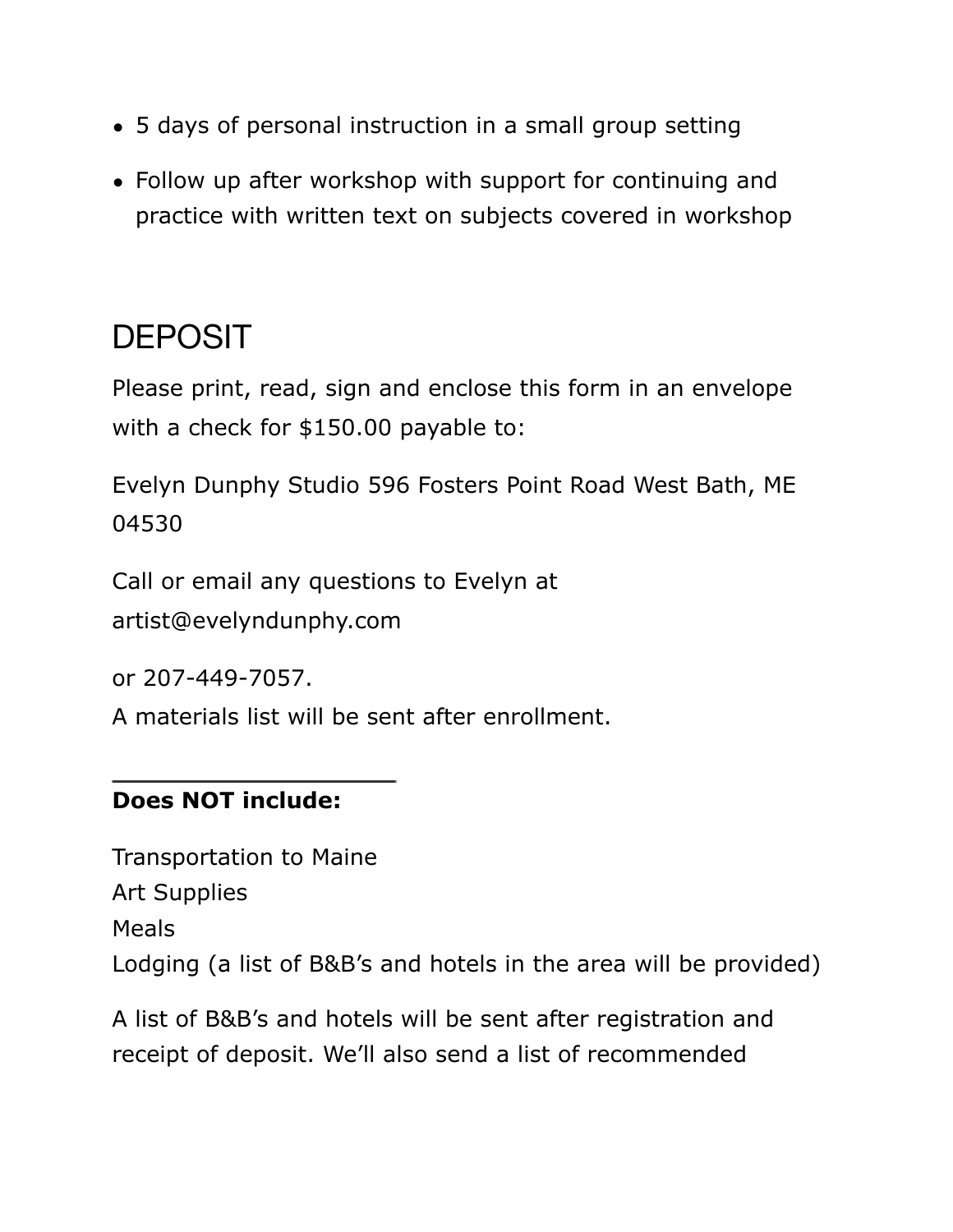- 5 days of personal instruction in a small group setting
- Follow up after workshop with support for continuing and practice with written text on subjects covered in workshop

# DEPOSIT

Please print, read, sign and enclose this form in an envelope with a check for $150.00 payable to:

Evelyn Dunphy Studio 596 Fosters Point Road West Bath, ME 04530

Call or email any questions to Evelyn at artist@evelyndunphy.com

or 207-449-7057.
A materials list will be sent after enrollment.

___________________

**Does NOT include:**

Transportation to Maine
Art Supplies
Meals
Lodging (a list of B&B's and hotels in the area will be provided)

A list of B&B's and hotels will be sent after registration and receipt of deposit. We'll also send a list of recommended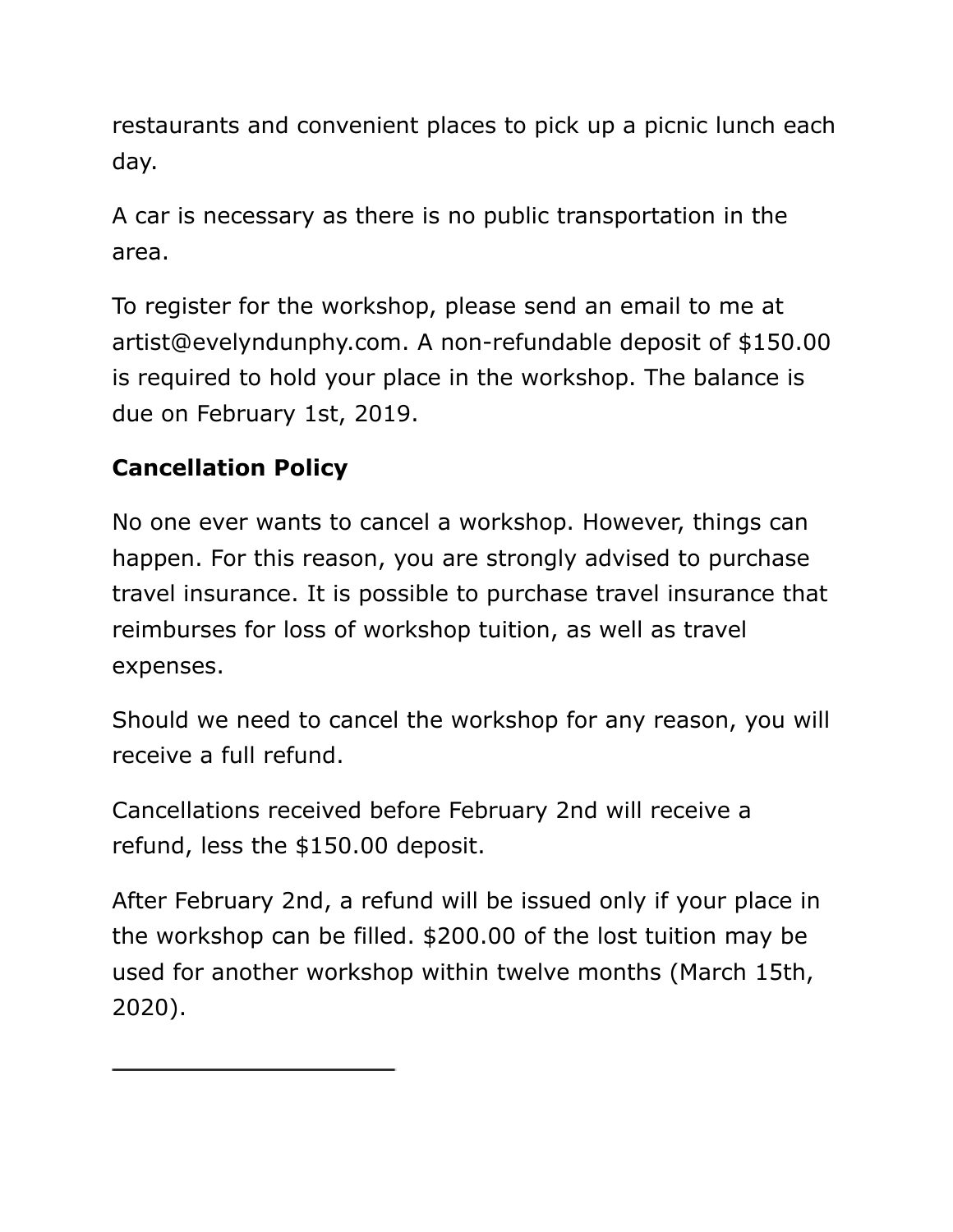restaurants and convenient places to pick up a picnic lunch each day.

A car is necessary as there is no public transportation in the area.

To register for the workshop, please send an email to me at artist@evelyndunphy.com. A non-refundable deposit of $150.00 is required to hold your place in the workshop. The balance is due on February 1st, 2019.

**Cancellation Policy**

No one ever wants to cancel a workshop. However, things can happen. For this reason, you are strongly advised to purchase travel insurance. It is possible to purchase travel insurance that reimburses for loss of workshop tuition, as well as travel expenses.

Should we need to cancel the workshop for any reason, you will receive a full refund.

Cancellations received before February 2nd will receive a refund, less the $150.00 deposit.

After February 2nd, a refund will be issued only if your place in the workshop can be filled. $200.00 of the lost tuition may be used for another workshop within twelve months (March 15th, 2020).

---